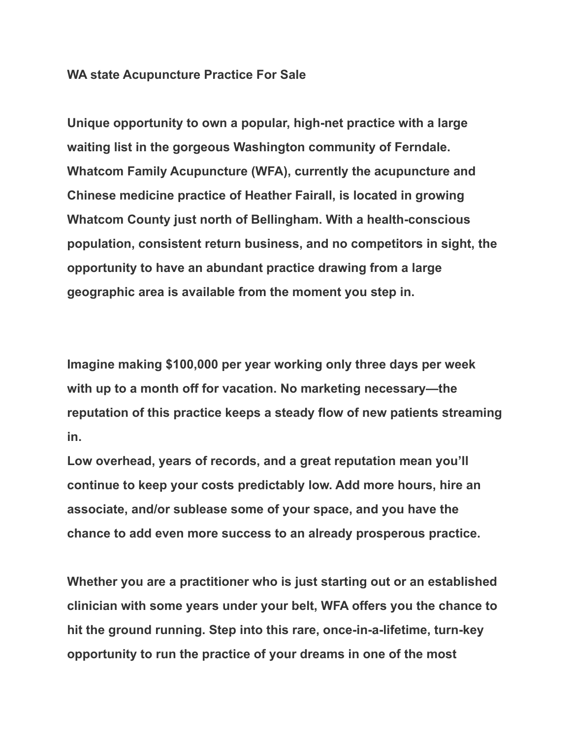# WA state Acupuncture Practice For Sale

**Unique opportunity to own a popular, high-net practice with a large waiting list in the gorgeous Washington community of Ferndale. Whatcom Family Acupuncture (WFA), currently the acupuncture and Chinese medicine practice of Heather Fairall, is located in growing Whatcom County just north of Bellingham. With a health-conscious population, consistent return business, and no competitors in sight, the opportunity to have an abundant practice drawing from a large geographic area is available from the moment you step in.**

**Imagine making $100,000 per year working only three days per week with up to a month off for vacation. No marketing necessary—the reputation of this practice keeps a steady flow of new patients streaming in.**
**Low overhead, years of records, and a great reputation mean you'll continue to keep your costs predictably low. Add more hours, hire an associate, and/or sublease some of your space, and you have the chance to add even more success to an already prosperous practice.**

**Whether you are a practitioner who is just starting out or an established clinician with some years under your belt, WFA offers you the chance to hit the ground running. Step into this rare, once-in-a-lifetime, turn-key opportunity to run the practice of your dreams in one of the most**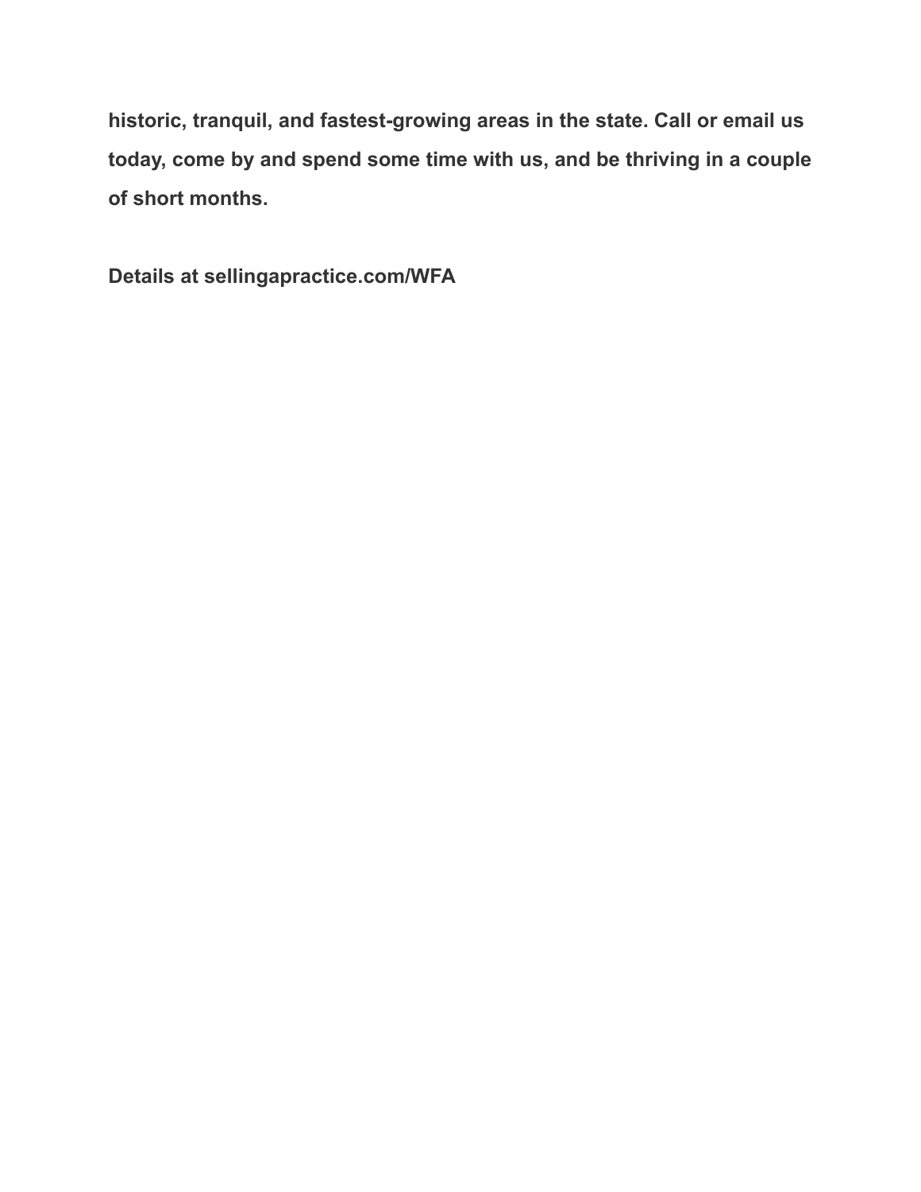**historic, tranquil, and fastest-growing areas in the state. Call or email us today, come by and spend some time with us, and be thriving in a couple of short months.**

**Details at sellingapractice.com/WFA**